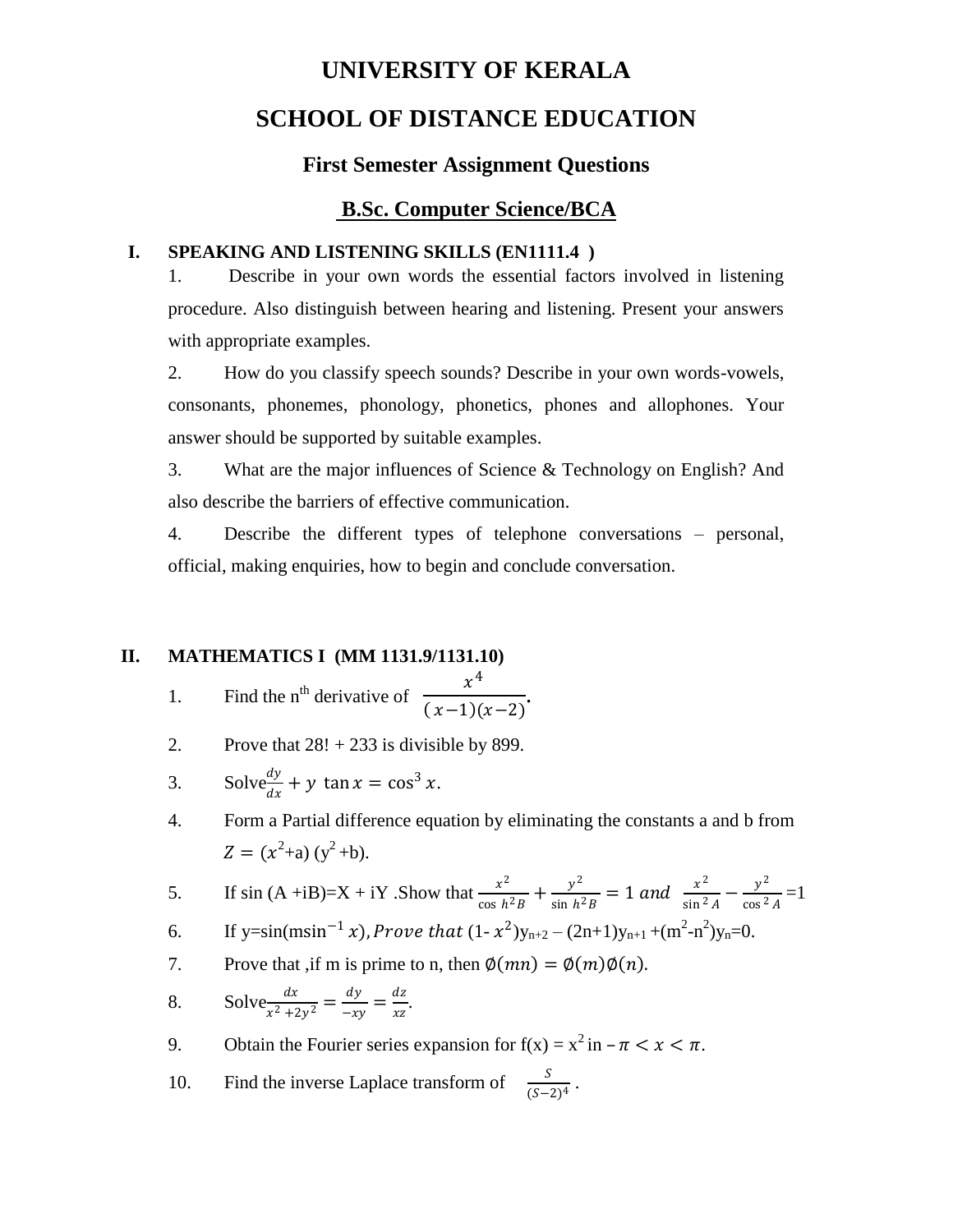# UNIVERSITY OF KERALA

# SCHOOL OF DISTANCE EDUCATION

### First Semester Assignment Questions

## B.Sc. Computer Science/BCA

## I. SPEAKING AND LISTENING SKILLS (EN1111.4 )

1. Describe in your own words the essential factors involved in listening procedure. Also distinguish between hearing and listening. Present your answers with appropriate examples.

2. How do you classify speech sounds? Describe in your own words-vowels, consonants, phonemes, phonology, phonetics, phones and allophones. Your answer should be supported by suitable examples.

3. What are the major influences of Science & Technology on English? And also describe the barriers of effective communication.

4. Describe the different types of telephone conversations – personal, official, making enquiries, how to begin and conclude conversation.

## II. MATHEMATICS I (MM 1131.9/1131.10)

1. Find the $n^{th}$ derivative of $\frac{x^4}{(x-1)(x-2)}$.

2. Prove that 28! + 233 is divisible by 899.

3. Solve $\frac{dy}{dx} + y \tan x = \cos^3 x$.

4. Form a Partial difference equation by eliminating the constants a and b from $Z = (x^2+a)(y^2+b)$.

5. If $\sin(A + iB) = X + iY$ .Show that $\frac{x^2}{\cos h^2 B} + \frac{y^2}{\sin h^2 B} = 1$ *and* $\frac{x^2}{\sin^2 A} - \frac{y^2}{\cos^2 A} = 1$

6. If $y = \sin(m \sin^{-1} x)$, *Prove that* $(1 - x^2)y_{n+2} - (2n+1)y_{n+1} + (m^2 - n^2)y_n = 0$.

7. Prove that ,if m is prime to n, then $\emptyset(mn) = \emptyset(m)\emptyset(n)$.

8. Solve $\frac{dx}{x^2+2y^2} = \frac{dy}{-xy} = \frac{dz}{xz}$.

9. Obtain the Fourier series expansion for $f(x) = x^2$ in $-\pi < x < \pi$.

10. Find the inverse Laplace transform of $\frac{S}{(S-2)^4}$ .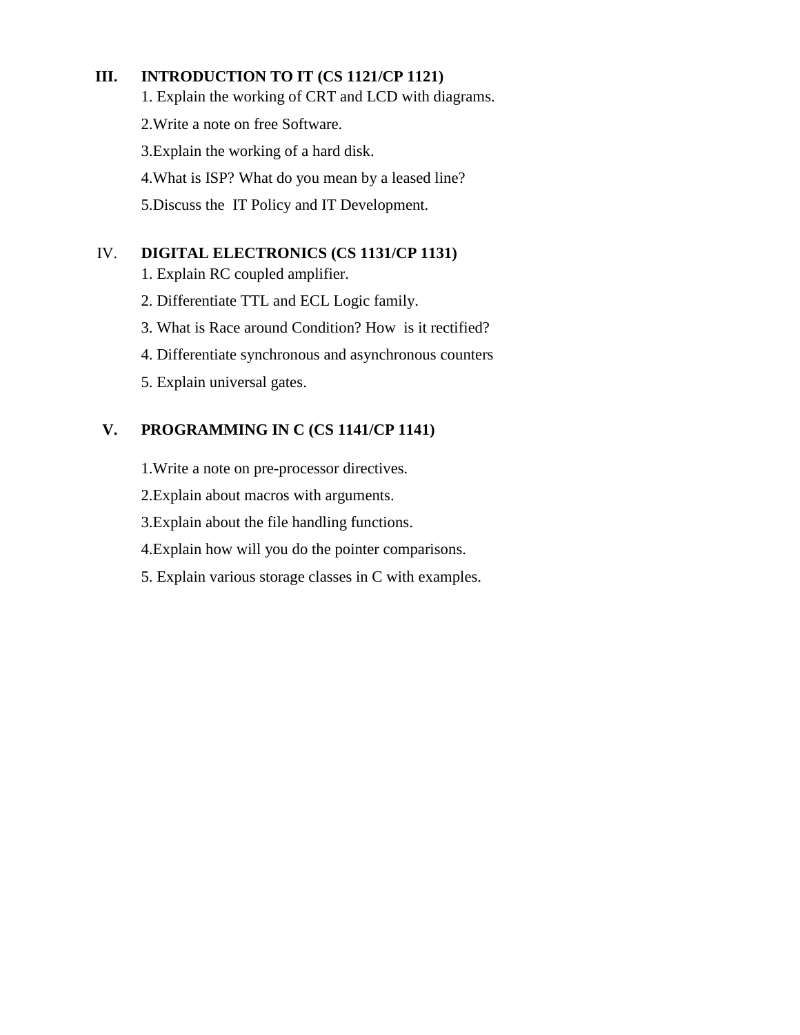## III. INTRODUCTION TO IT (CS 1121/CP 1121)

1. Explain the working of CRT and LCD with diagrams.
2. Write a note on free Software.
3. Explain the working of a hard disk.
4. What is ISP? What do you mean by a leased line?
5. Discuss the IT Policy and IT Development.

## IV. DIGITAL ELECTRONICS (CS 1131/CP 1131)

1. Explain RC coupled amplifier.
2. Differentiate TTL and ECL Logic family.
3. What is Race around Condition? How is it rectified?
4. Differentiate synchronous and asynchronous counters
5. Explain universal gates.

## V. PROGRAMMING IN C (CS 1141/CP 1141)

1. Write a note on pre-processor directives.
2. Explain about macros with arguments.
3. Explain about the file handling functions.
4. Explain how will you do the pointer comparisons.
5. Explain various storage classes in C with examples.